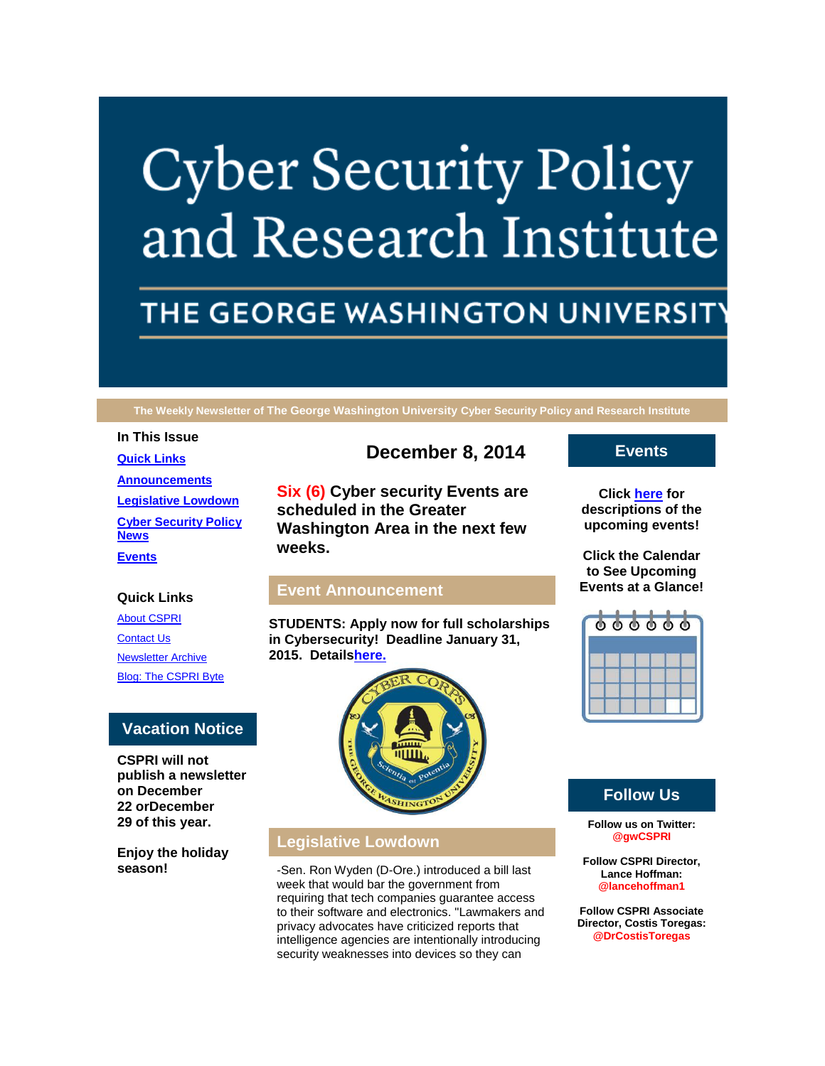# Cyber Security Policy and Research Institute

## THE GEORGE WASHINGTON UNIVERSITY

**The Weekly Newsletter of The George Washington University Cyber Security Policy and Research Institute**

**In This Issue**

- **Quick Links**
- **Announcements**
- **Legislative Lowdown**
- **Cyber Security Policy News**
- **Events**

**Quick Links**

- About CSPRI
- Contact Us
- Newsletter Archive
- Blog: The CSPRI Byte

## Vacation Notice

**CSPRI will not publish a newsletter on December 22 orDecember 29 of this year.**

**Enjoy the holiday season!**

## December 8, 2014

**Six (6) Cyber security Events are scheduled in the Greater Washington Area in the next few weeks.**

## Event Announcement

**STUDENTS: Apply now for full scholarships in Cybersecurity! Deadline January 31, 2015. Detailshere.**

## Legislative Lowdown

-Sen. Ron Wyden (D-Ore.) introduced a bill last week that would bar the government from requiring that tech companies guarantee access to their software and electronics. "Lawmakers and privacy advocates have criticized reports that intelligence agencies are intentionally introducing security weaknesses into devices so they can

## Events

**Click here for descriptions of the upcoming events!**

**Click the Calendar to See Upcoming Events at a Glance!**

## Follow Us

**Follow us on Twitter:**
**@gwCSPRI**

**Follow CSPRI Director, Lance Hoffman:**
**@lancehoffman1**

**Follow CSPRI Associate Director, Costis Toregas:**
**@DrCostisToregas**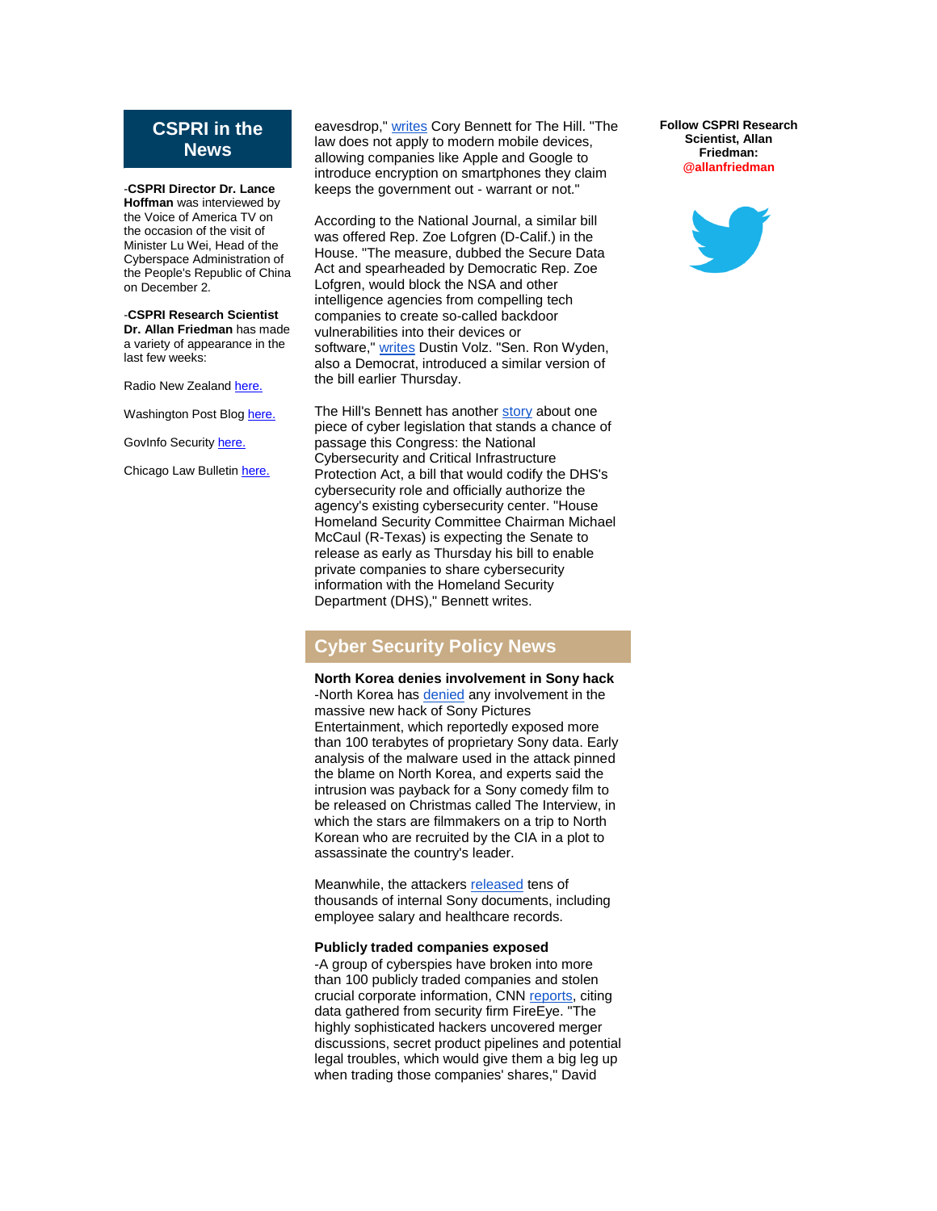## CSPRI in the News

-**CSPRI Director Dr. Lance Hoffman** was interviewed by the Voice of America TV on the occasion of the visit of Minister Lu Wei, Head of the Cyberspace Administration of the People's Republic of China on December 2.

-**CSPRI Research Scientist Dr. Allan Friedman** has made a variety of appearance in the last few weeks:

Radio New Zealand here.

Washington Post Blog here.

GovInfo Security here.

Chicago Law Bulletin here.

eavesdrop," writes Cory Bennett for The Hill. "The law does not apply to modern mobile devices, allowing companies like Apple and Google to introduce encryption on smartphones they claim keeps the government out - warrant or not."

According to the National Journal, a similar bill was offered Rep. Zoe Lofgren (D-Calif.) in the House. "The measure, dubbed the Secure Data Act and spearheaded by Democratic Rep. Zoe Lofgren, would block the NSA and other intelligence agencies from compelling tech companies to create so-called backdoor vulnerabilities into their devices or software," writes Dustin Volz. "Sen. Ron Wyden, also a Democrat, introduced a similar version of the bill earlier Thursday.

The Hill's Bennett has another story about one piece of cyber legislation that stands a chance of passage this Congress: the National Cybersecurity and Critical Infrastructure Protection Act, a bill that would codify the DHS's cybersecurity role and officially authorize the agency's existing cybersecurity center. "House Homeland Security Committee Chairman Michael McCaul (R-Texas) is expecting the Senate to release as early as Thursday his bill to enable private companies to share cybersecurity information with the Homeland Security Department (DHS)," Bennett writes.

## Cyber Security Policy News

**North Korea denies involvement in Sony hack**

-North Korea has denied any involvement in the massive new hack of Sony Pictures Entertainment, which reportedly exposed more than 100 terabytes of proprietary Sony data. Early analysis of the malware used in the attack pinned the blame on North Korea, and experts said the intrusion was payback for a Sony comedy film to be released on Christmas called The Interview, in which the stars are filmmakers on a trip to North Korean who are recruited by the CIA in a plot to assassinate the country's leader.

Meanwhile, the attackers released tens of thousands of internal Sony documents, including employee salary and healthcare records.

**Publicly traded companies exposed**

-A group of cyberspies have broken into more than 100 publicly traded companies and stolen crucial corporate information, CNN reports, citing data gathered from security firm FireEye. "The highly sophisticated hackers uncovered merger discussions, secret product pipelines and potential legal troubles, which would give them a big leg up when trading those companies' shares," David

**Follow CSPRI Research Scientist, Allan Friedman: @allanfriedman**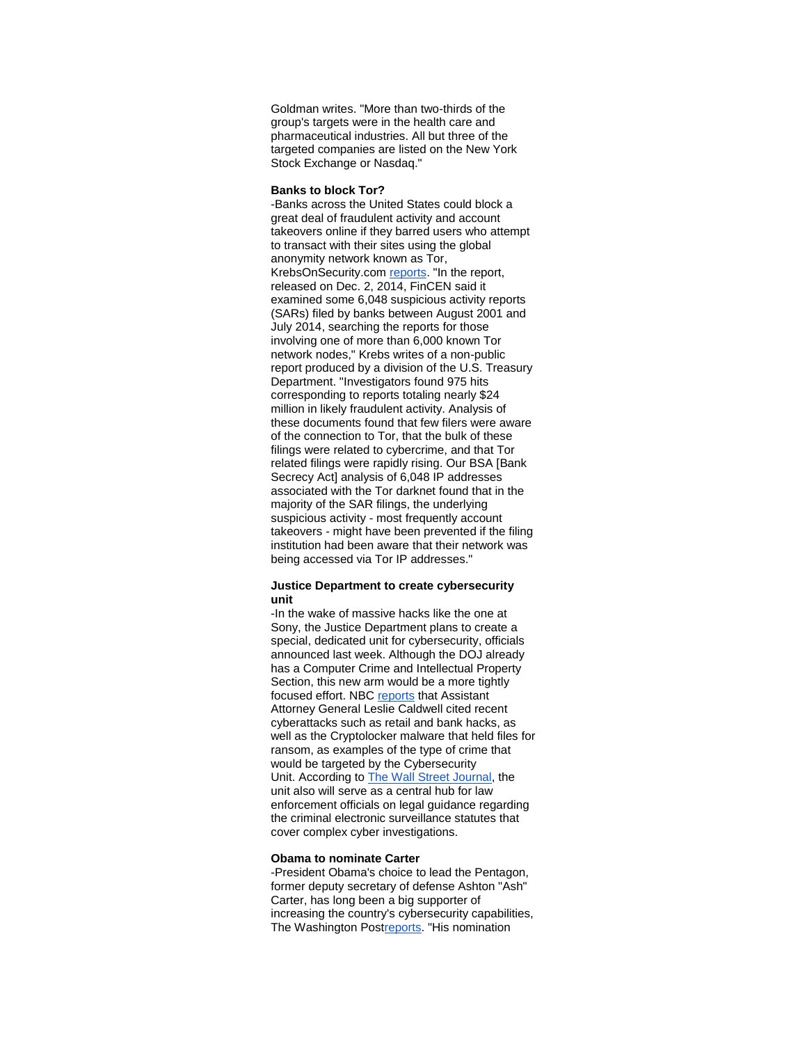Goldman writes. "More than two-thirds of the group's targets were in the health care and pharmaceutical industries. All but three of the targeted companies are listed on the New York Stock Exchange or Nasdaq."

**Banks to block Tor?**

-Banks across the United States could block a great deal of fraudulent activity and account takeovers online if they barred users who attempt to transact with their sites using the global anonymity network known as Tor, KrebsOnSecurity.com reports. "In the report, released on Dec. 2, 2014, FinCEN said it examined some 6,048 suspicious activity reports (SARs) filed by banks between August 2001 and July 2014, searching the reports for those involving one of more than 6,000 known Tor network nodes," Krebs writes of a non-public report produced by a division of the U.S. Treasury Department. "Investigators found 975 hits corresponding to reports totaling nearly $24 million in likely fraudulent activity. Analysis of these documents found that few filers were aware of the connection to Tor, that the bulk of these filings were related to cybercrime, and that Tor related filings were rapidly rising. Our BSA [Bank Secrecy Act] analysis of 6,048 IP addresses associated with the Tor darknet found that in the majority of the SAR filings, the underlying suspicious activity - most frequently account takeovers - might have been prevented if the filing institution had been aware that their network was being accessed via Tor IP addresses."

**Justice Department to create cybersecurity unit**

-In the wake of massive hacks like the one at Sony, the Justice Department plans to create a special, dedicated unit for cybersecurity, officials announced last week. Although the DOJ already has a Computer Crime and Intellectual Property Section, this new arm would be a more tightly focused effort. NBC reports that Assistant Attorney General Leslie Caldwell cited recent cyberattacks such as retail and bank hacks, as well as the Cryptolocker malware that held files for ransom, as examples of the type of crime that would be targeted by the Cybersecurity Unit. According to The Wall Street Journal, the unit also will serve as a central hub for law enforcement officials on legal guidance regarding the criminal electronic surveillance statutes that cover complex cyber investigations.

**Obama to nominate Carter**

-President Obama's choice to lead the Pentagon, former deputy secretary of defense Ashton "Ash" Carter, has long been a big supporter of increasing the country's cybersecurity capabilities, The Washington Postreports. "His nomination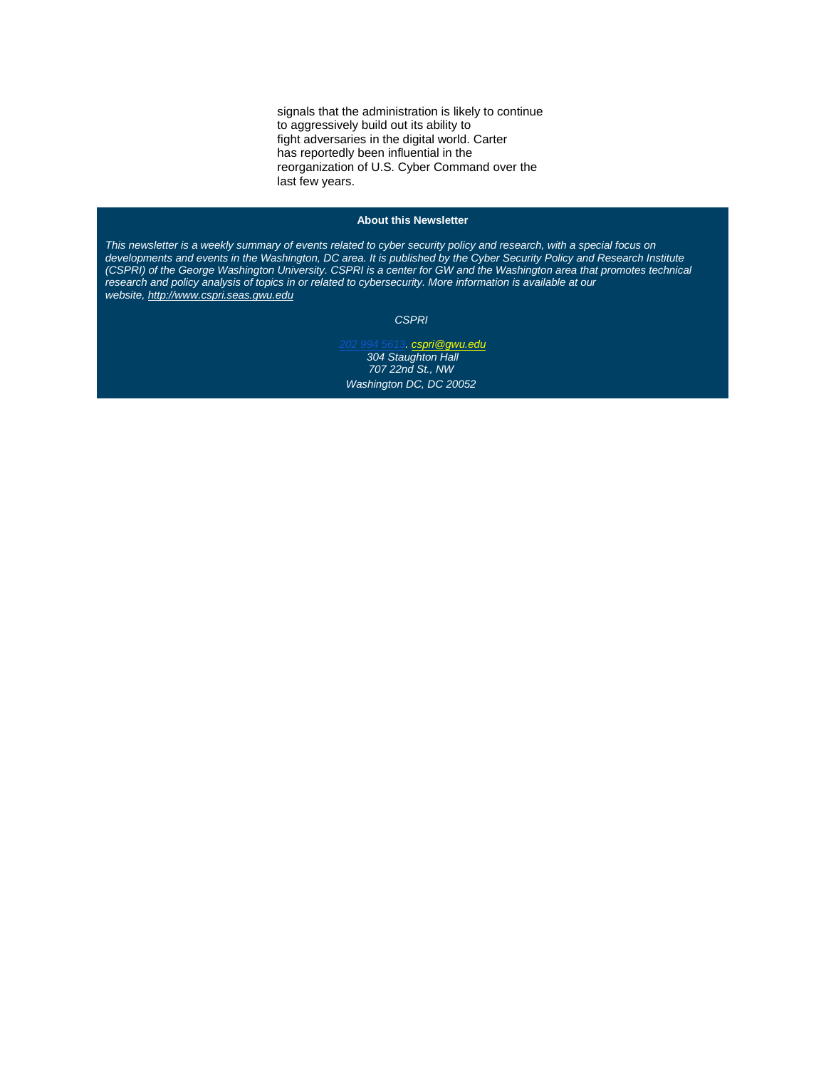signals that the administration is likely to continue to aggressively build out its ability to fight adversaries in the digital world. Carter has reportedly been influential in the reorganization of U.S. Cyber Command over the last few years.

**About this Newsletter**

*This newsletter is a weekly summary of events related to cyber security policy and research, with a special focus on developments and events in the Washington, DC area. It is published by the Cyber Security Policy and Research Institute (CSPRI) of the George Washington University. CSPRI is a center for GW and the Washington area that promotes technical research and policy analysis of topics in or related to cybersecurity. More information is available at our website, http://www.cspri.seas.gwu.edu*

*CSPRI*

*202 994 5613, cspri@gwu.edu*
*304 Staughton Hall*
*707 22nd St., NW*
*Washington DC, DC 20052*